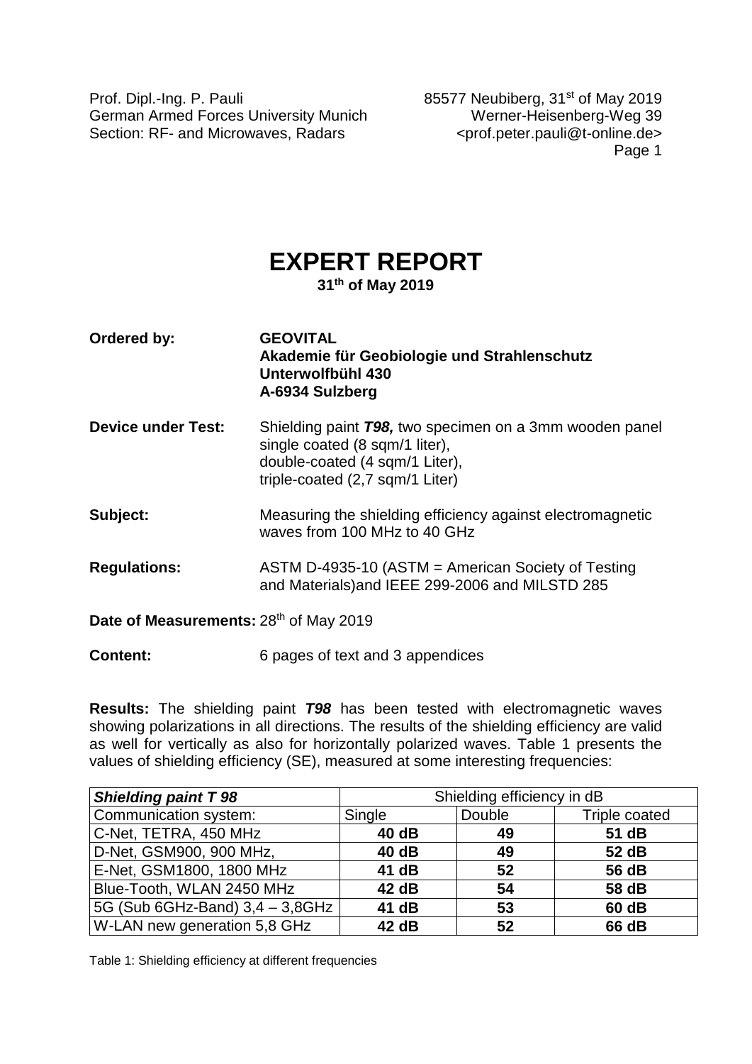Prof. Dipl.-Ing. P. Pauli
German Armed Forces University Munich
Section: RF- and Microwaves, Radars

85577 Neubiberg, 31st of May 2019
Werner-Heisenberg-Weg 39
<prof.peter.pauli@t-online.de>

# EXPERT REPORT

**31th of May 2019**

**Ordered by:** **GEOVITAL**
**Akademie für Geobiologie und Strahlenschutz**
**Unterwolfbühl 430**
**A-6934 Sulzberg**

**Device under Test:** Shielding paint ***T98,*** two specimen on a 3mm wooden panel
single coated (8 sqm/1 liter),
double-coated (4 sqm/1 Liter),
triple-coated (2,7 sqm/1 Liter)

**Subject:** Measuring the shielding efficiency against electromagnetic waves from 100 MHz to 40 GHz

**Regulations:** ASTM D-4935-10 (ASTM = American Society of Testing and Materials)and IEEE 299-2006 and MILSTD 285

**Date of Measurements:** 28th of May 2019

**Content:** 6 pages of text and 3 appendices

**Results:** The shielding paint ***T98*** has been tested with electromagnetic waves showing polarizations in all directions. The results of the shielding efficiency are valid as well for vertically as also for horizontally polarized waves. Table 1 presents the values of shielding efficiency (SE), measured at some interesting frequencies:

| ***Shielding paint T 98*** | Shielding efficiency in dB | | |
|---|---|---|---|
| Communication system: | Single | Double | Triple coated |
| C-Net, TETRA, 450 MHz | **40 dB** | **49** | **51 dB** |
| D-Net, GSM900, 900 MHz, | **40 dB** | **49** | **52 dB** |
| E-Net, GSM1800, 1800 MHz | **41 dB** | **52** | **56 dB** |
| Blue-Tooth, WLAN 2450 MHz | **42 dB** | **54** | **58 dB** |
| 5G (Sub 6GHz-Band) 3,4 – 3,8GHz | **41 dB** | **53** | **60 dB** |
| W-LAN new generation 5,8 GHz | **42 dB** | **52** | **66 dB** |

Table 1: Shielding efficiency at different frequencies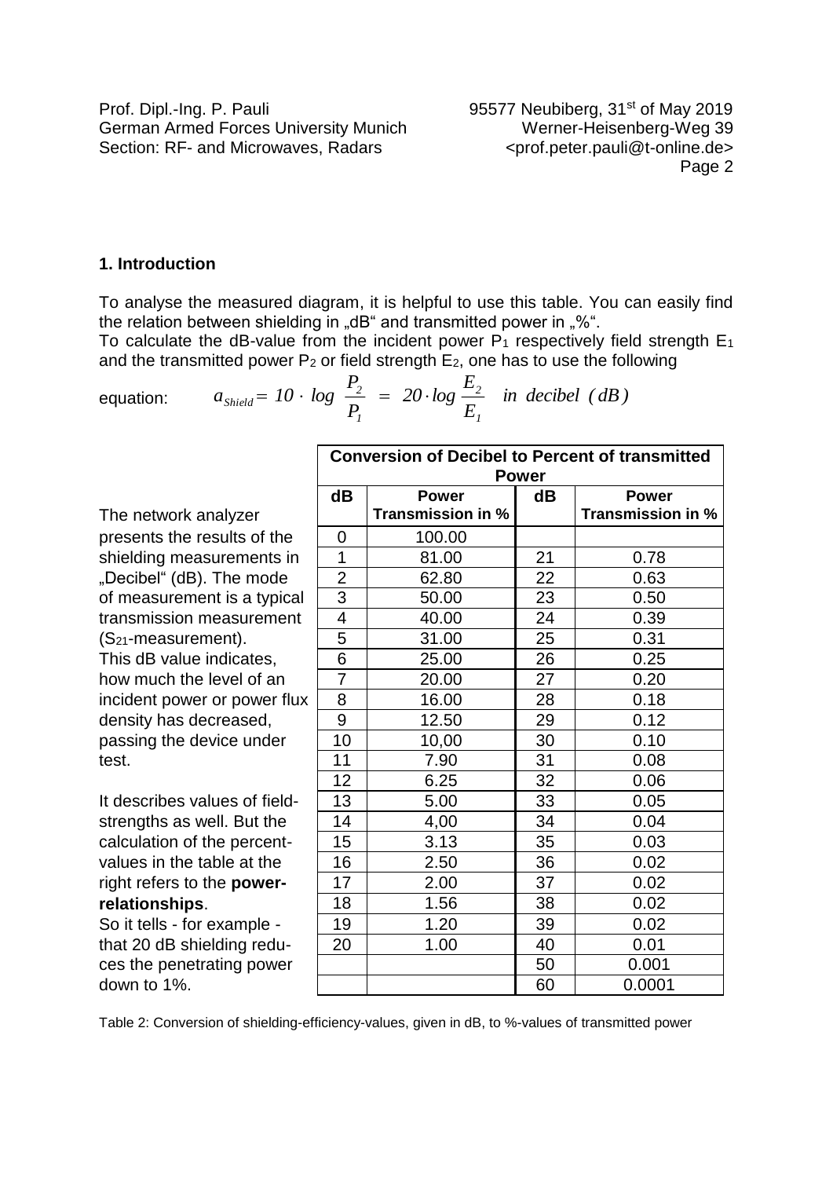## 1. Introduction

To analyse the measured diagram, it is helpful to use this table. You can easily find the relation between shielding in „dB" and transmitted power in „%".
To calculate the dB-value from the incident power $P_1$ respectively field strength $E_1$ and the transmitted power $P_2$ or field strength $E_2$, one has to use the following

equation: $$a_{Shield} = 10 \cdot \log \frac{P_2}{P_1} = 20 \cdot \log \frac{E_2}{E_1} \quad \text{in decibel (dB)}$$

The network analyzer presents the results of the shielding measurements in „Decibel" (dB). The mode of measurement is a typical transmission measurement ($S_{21}$-measurement).
This dB value indicates, how much the level of an incident power or power flux density has decreased, passing the device under test.

It describes values of field-strengths as well. But the calculation of the percent-values in the table at the right refers to the **power-relationships**.
So it tells - for example - that 20 dB shielding reduces the penetrating power down to 1%.

| Conversion of Decibel to Percent of transmitted Power | | | |
|---|---|---|---|
| **dB** | **Power Transmission in %** | **dB** | **Power Transmission in %** |
| 0 | 100.00 | | |
| 1 | 81.00 | 21 | 0.78 |
| 2 | 62.80 | 22 | 0.63 |
| 3 | 50.00 | 23 | 0.50 |
| 4 | 40.00 | 24 | 0.39 |
| 5 | 31.00 | 25 | 0.31 |
| 6 | 25.00 | 26 | 0.25 |
| 7 | 20.00 | 27 | 0.20 |
| 8 | 16.00 | 28 | 0.18 |
| 9 | 12.50 | 29 | 0.12 |
| 10 | 10,00 | 30 | 0.10 |
| 11 | 7.90 | 31 | 0.08 |
| 12 | 6.25 | 32 | 0.06 |
| 13 | 5.00 | 33 | 0.05 |
| 14 | 4,00 | 34 | 0.04 |
| 15 | 3.13 | 35 | 0.03 |
| 16 | 2.50 | 36 | 0.02 |
| 17 | 2.00 | 37 | 0.02 |
| 18 | 1.56 | 38 | 0.02 |
| 19 | 1.20 | 39 | 0.02 |
| 20 | 1.00 | 40 | 0.01 |
| | | 50 | 0.001 |
| | | 60 | 0.0001 |

Table 2: Conversion of shielding-efficiency-values, given in dB, to %-values of transmitted power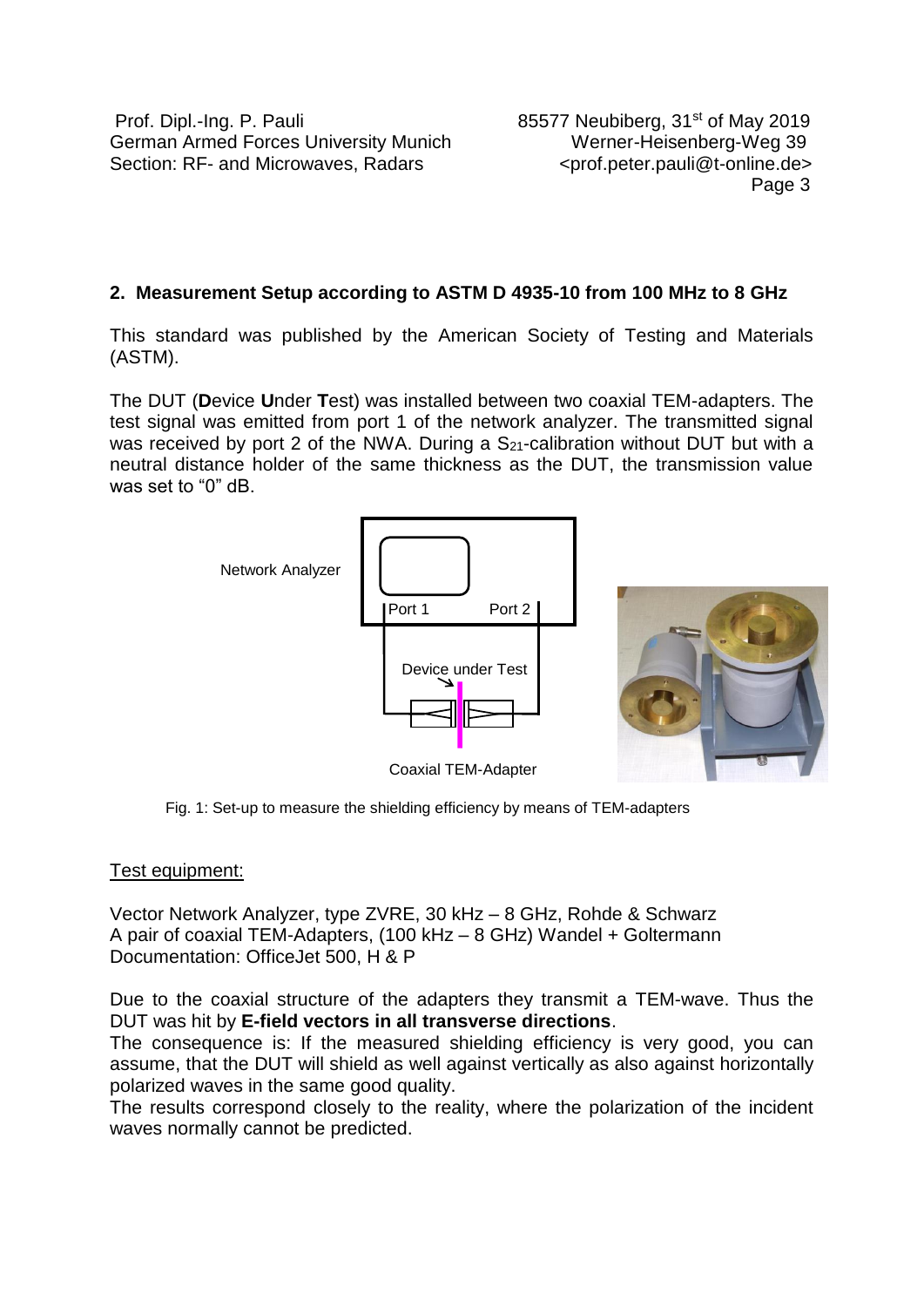## 2. Measurement Setup according to ASTM D 4935-10 from 100 MHz to 8 GHz

This standard was published by the American Society of Testing and Materials (ASTM).

The DUT (**D**evice **U**nder **T**est) was installed between two coaxial TEM-adapters. The test signal was emitted from port 1 of the network analyzer. The transmitted signal was received by port 2 of the NWA. During a $S_{21}$-calibration without DUT but with a neutral distance holder of the same thickness as the DUT, the transmission value was set to "0" dB.

Fig. 1: Set-up to measure the shielding efficiency by means of TEM-adapters

Test equipment:

Vector Network Analyzer, type ZVRE, 30 kHz – 8 GHz, Rohde & Schwarz
A pair of coaxial TEM-Adapters, (100 kHz – 8 GHz) Wandel + Goltermann
Documentation: OfficeJet 500, H & P

Due to the coaxial structure of the adapters they transmit a TEM-wave. Thus the DUT was hit by **E-field vectors in all transverse directions**.
The consequence is: If the measured shielding efficiency is very good, you can assume, that the DUT will shield as well against vertically as also against horizontally polarized waves in the same good quality.
The results correspond closely to the reality, where the polarization of the incident waves normally cannot be predicted.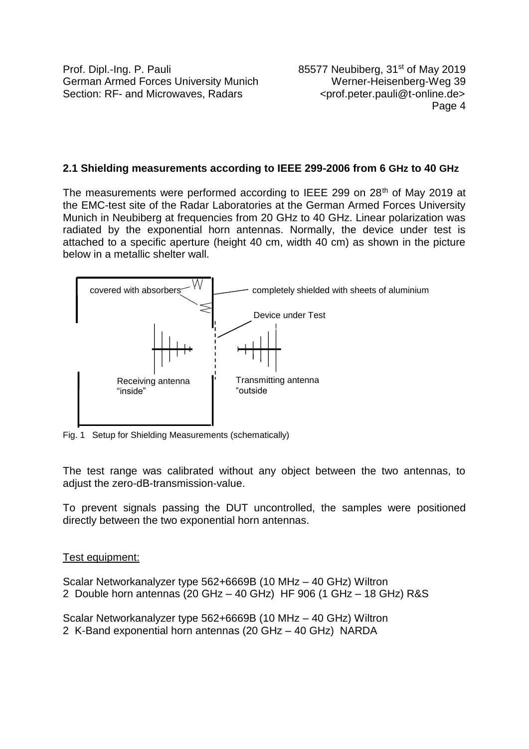## 2.1 Shielding measurements according to IEEE 299-2006 from 6 GHz to 40 GHz

The measurements were performed according to IEEE 299 on 28th of May 2019 at the EMC-test site of the Radar Laboratories at the German Armed Forces University Munich in Neubiberg at frequencies from 20 GHz to 40 GHz. Linear polarization was radiated by the exponential horn antennas. Normally, the device under test is attached to a specific aperture (height 40 cm, width 40 cm) as shown in the picture below in a metallic shelter wall.

covered with absorbers

completely shielded with sheets of aluminium

Device under Test

Receiving antenna "inside"

Transmitting antenna "outside

Fig. 1 Setup for Shielding Measurements (schematically)

The test range was calibrated without any object between the two antennas, to adjust the zero-dB-transmission-value.

To prevent signals passing the DUT uncontrolled, the samples were positioned directly between the two exponential horn antennas.

Test equipment:

Scalar Networkanalyzer type 562+6669B (10 MHz – 40 GHz) Wiltron
2 Double horn antennas (20 GHz – 40 GHz) HF 906 (1 GHz – 18 GHz) R&S

Scalar Networkanalyzer type 562+6669B (10 MHz – 40 GHz) Wiltron
2 K-Band exponential horn antennas (20 GHz – 40 GHz) NARDA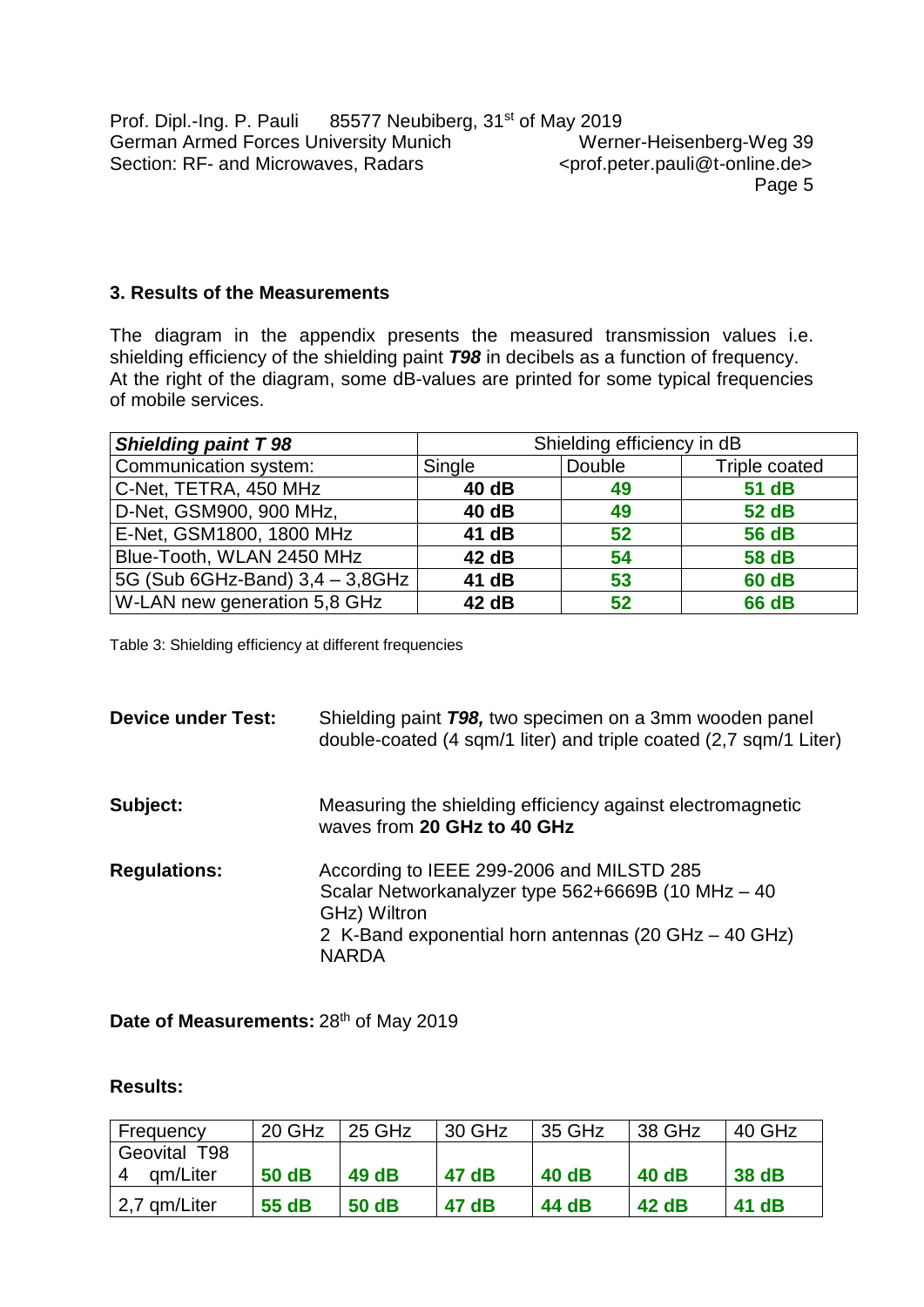### 3. Results of the Measurements

The diagram in the appendix presents the measured transmission values i.e. shielding efficiency of the shielding paint ***T98*** in decibels as a function of frequency. At the right of the diagram, some dB-values are printed for some typical frequencies of mobile services.

| ***Shielding paint T 98*** | Shielding efficiency in dB | | |
|---|---|---|---|
| Communication system: | Single | Double | Triple coated |
| C-Net, TETRA, 450 MHz | **40 dB** | **49** | **51 dB** |
| D-Net, GSM900, 900 MHz, | **40 dB** | **49** | **52 dB** |
| E-Net, GSM1800, 1800 MHz | **41 dB** | **52** | **56 dB** |
| Blue-Tooth, WLAN 2450 MHz | **42 dB** | **54** | **58 dB** |
| 5G (Sub 6GHz-Band) 3,4 – 3,8GHz | **41 dB** | **53** | **60 dB** |
| W-LAN new generation 5,8 GHz | **42 dB** | **52** | **66 dB** |

Table 3: Shielding efficiency at different frequencies

**Device under Test:** Shielding paint ***T98,*** two specimen on a 3mm wooden panel double-coated (4 sqm/1 liter) and triple coated (2,7 sqm/1 Liter)

**Subject:** Measuring the shielding efficiency against electromagnetic waves from **20 GHz to 40 GHz**

**Regulations:** According to IEEE 299-2006 and MILSTD 285
Scalar Networkanalyzer type 562+6669B (10 MHz – 40 GHz) Wiltron
2 K-Band exponential horn antennas (20 GHz – 40 GHz) NARDA

**Date of Measurements:** 28th of May 2019

**Results:**

| Frequency | 20 GHz | 25 GHz | 30 GHz | 35 GHz | 38 GHz | 40 GHz |
|---|---|---|---|---|---|---|
| Geovital T98 4 qm/Liter | **50 dB** | **49 dB** | **47 dB** | **40 dB** | **40 dB** | **38 dB** |
| 2,7 qm/Liter | **55 dB** | **50 dB** | **47 dB** | **44 dB** | **42 dB** | **41 dB** |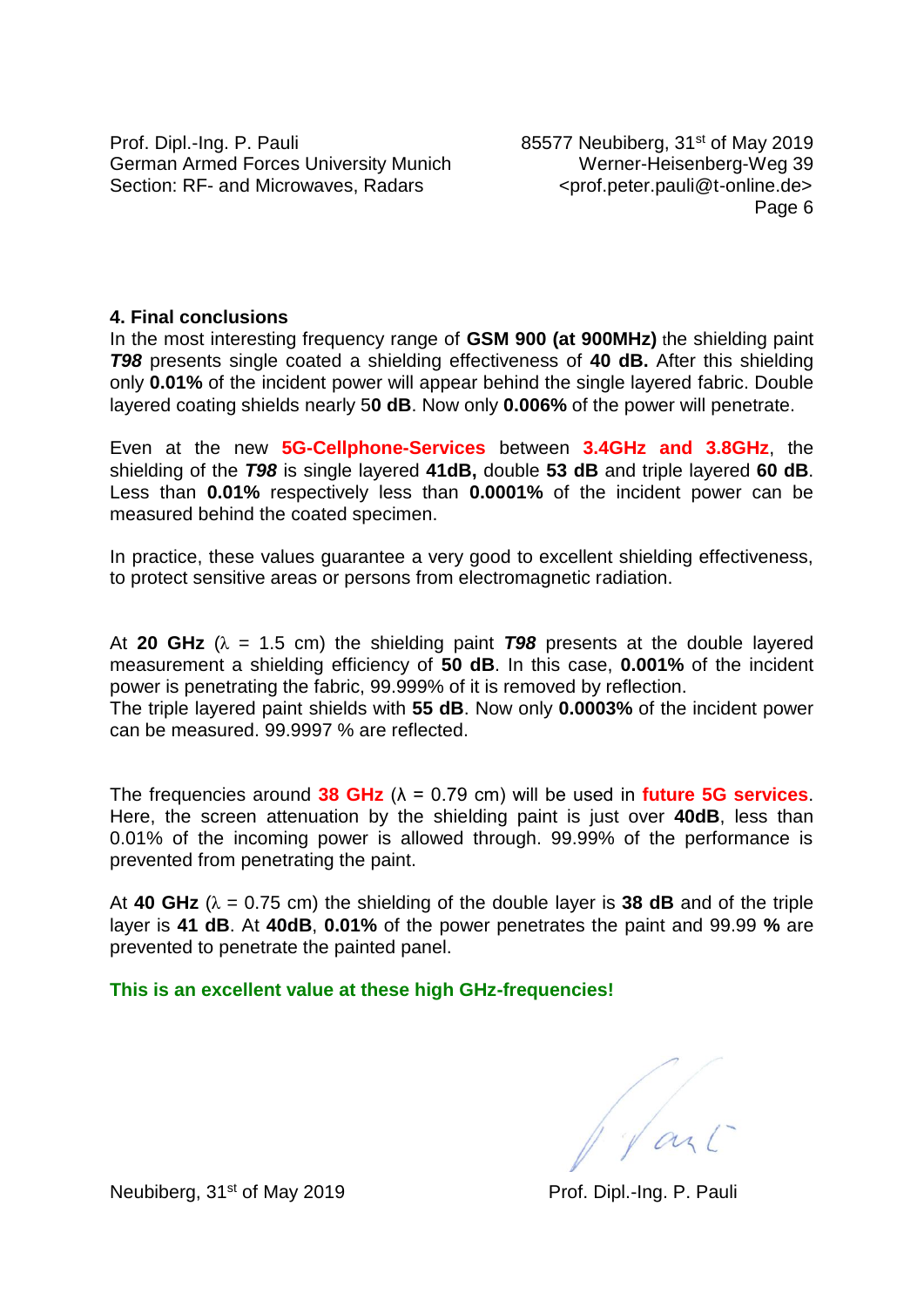Prof. Dipl.-Ing. P. Pauli
German Armed Forces University Munich
Section: RF- and Microwaves, Radars

85577 Neubiberg, 31st of May 2019
Werner-Heisenberg-Weg 39
<prof.peter.pauli@t-online.de>

## 4. Final conclusions

In the most interesting frequency range of **GSM 900 (at 900MHz)** the shielding paint ***T98*** presents single coated a shielding effectiveness of **40 dB.** After this shielding only **0.01%** of the incident power will appear behind the single layered fabric. Double layered coating shields nearly 5**0 dB**. Now only **0.006%** of the power will penetrate.

Even at the new **5G-Cellphone-Services** between **3.4GHz and 3.8GHz**, the shielding of the ***T98*** is single layered **41dB,** double **53 dB** and triple layered **60 dB**. Less than **0.01%** respectively less than **0.0001%** of the incident power can be measured behind the coated specimen.

In practice, these values guarantee a very good to excellent shielding effectiveness, to protect sensitive areas or persons from electromagnetic radiation.

At **20 GHz** ($\lambda$ = 1.5 cm) the shielding paint ***T98*** presents at the double layered measurement a shielding efficiency of **50 dB**. In this case, **0.001%** of the incident power is penetrating the fabric, 99.999% of it is removed by reflection.
The triple layered paint shields with **55 dB**. Now only **0.0003%** of the incident power can be measured. 99.9997 % are reflected.

The frequencies around **38 GHz** ($\lambda$ = 0.79 cm) will be used in **future 5G services**. Here, the screen attenuation by the shielding paint is just over **40dB**, less than 0.01% of the incoming power is allowed through. 99.99% of the performance is prevented from penetrating the paint.

At **40 GHz** ($\lambda$ = 0.75 cm) the shielding of the double layer is **38 dB** and of the triple layer is **41 dB**. At **40dB**, **0.01%** of the power penetrates the paint and 99.99 **%** are prevented to penetrate the painted panel.

**This is an excellent value at these high GHz-frequencies!**

Neubiberg, 31st of May 2019

Prof. Dipl.-Ing. P. Pauli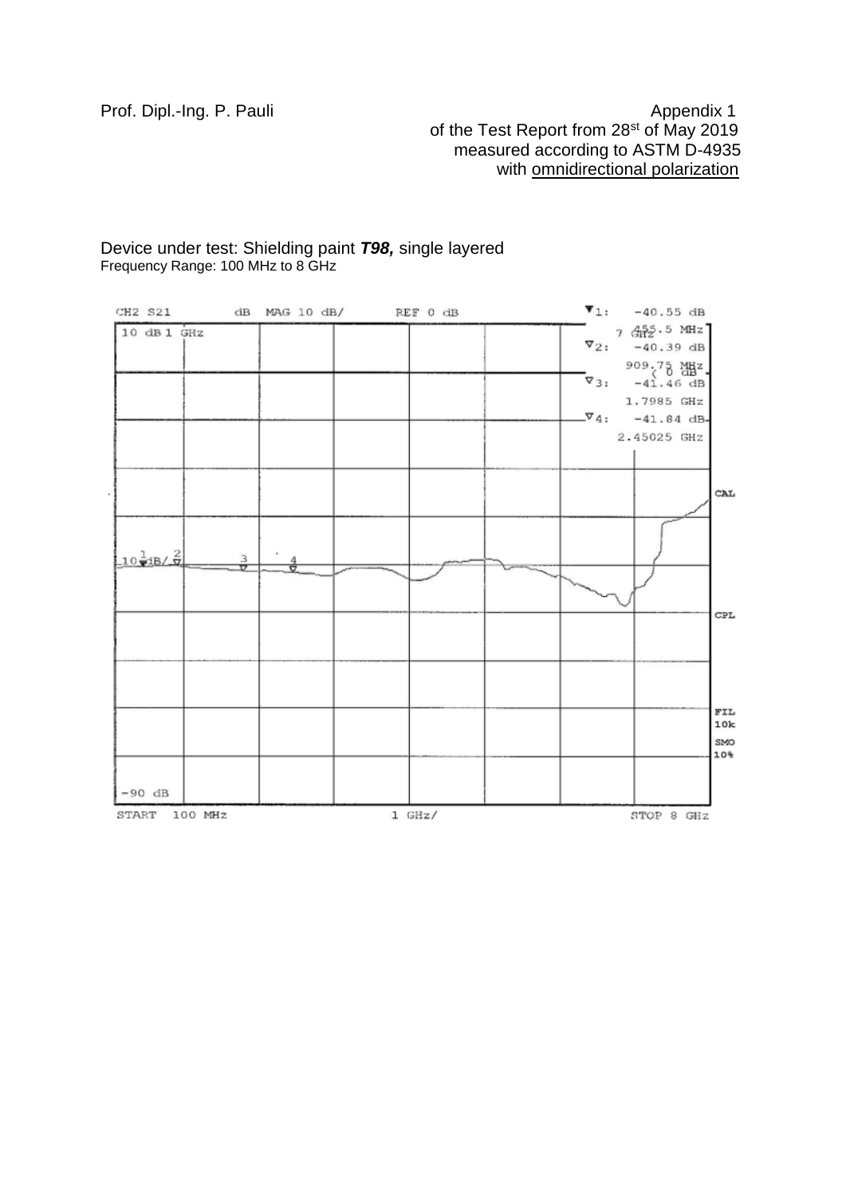Prof. Dipl.-Ing. P. Pauli

Appendix 1
of the Test Report from 28st of May 2019
measured according to ASTM D-4935
with <u>omnidirectional polarization</u>

Device under test: Shielding paint ***T98,*** single layered
Frequency Range: 100 MHz to 8 GHz

CH2 S21 dB MAG 10 dB/ REF 0 dB

10 dB 1 GHz

▼1: -40.55 dB
455.5 MHz
▽2: -40.39 dB
909.75 MHz
▽3: -41.46 dB
1.7985 GHz
▽4: -41.84 dB
2.45025 GHz

CAL

CPL

FIL 10k

SMO 10%

-90 dB

START 100 MHz 1 GHz/ STOP 8 GHz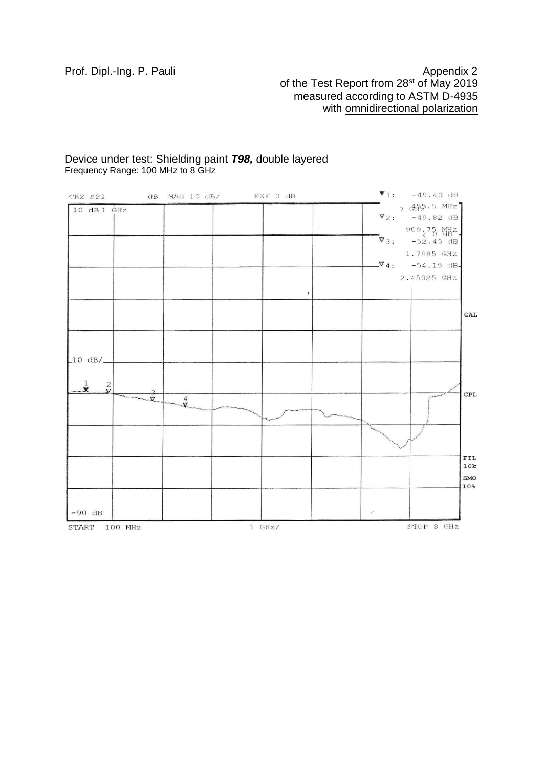Prof. Dipl.-Ing. P. Pauli

Appendix 2
of the Test Report from 28st of May 2019
measured according to ASTM D-4935
with omnidirectional polarization

Device under test: Shielding paint ***T98,*** double layered
Frequency Range: 100 MHz to 8 GHz

CH2 S21 dB MAG 10 dB/ REF 0 dB

▼1: -49.40 dB 455.5 MHz
▽2: -49.82 dB 909.75 MHz
▽3: -52.45 dB 1.7985 GHz
▽4: -54.15 dB 2.45025 GHz

10 dB 1 GHz

10 dB/

-90 dB

START 100 MHz 1 GHz/ STOP 8 GHz

CAL
CPL
FIL 10k
SMO 10%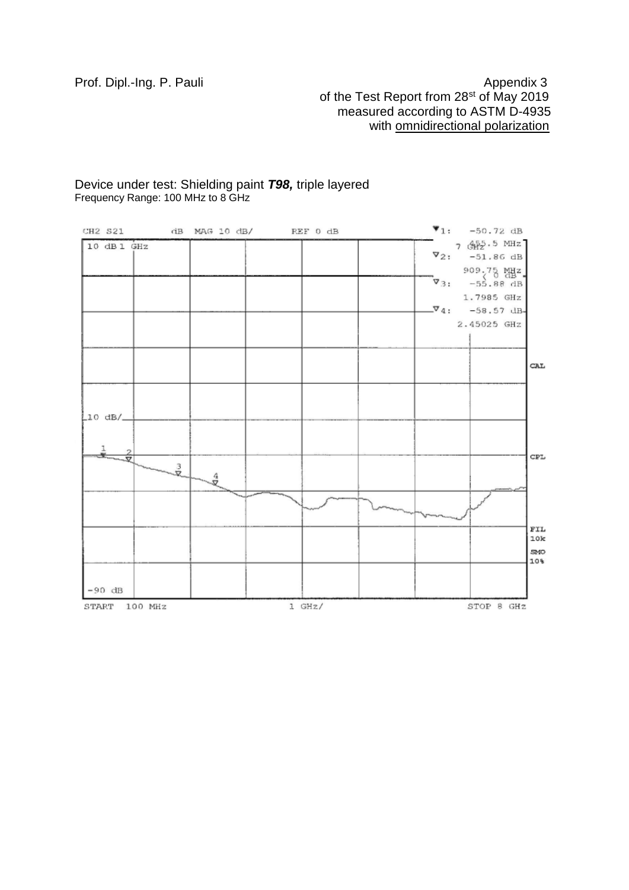Prof. Dipl.-Ing. P. Pauli

Appendix 3
of the Test Report from 28st of May 2019
measured according to ASTM D-4935
with <u>omnidirectional polarization</u>

Device under test: Shielding paint ***T98,*** triple layered
Frequency Range: 100 MHz to 8 GHz

CH2 S21 dB MAG 10 dB/ REF 0 dB

▼1: -50.72 dB
455.5 MHz
▽2: -51.86 dB
909.75 MHz
▽3: -55.88 dB
1.7985 GHz
▽4: -58.57 dB
2.45025 GHz

10 dB 1 GHz

7 GHz

< 0 dB

10 dB/

CAL

CPL

FIL
10k

SMO
10%

-90 dB

START 100 MHz

1 GHz/

STOP 8 GHz